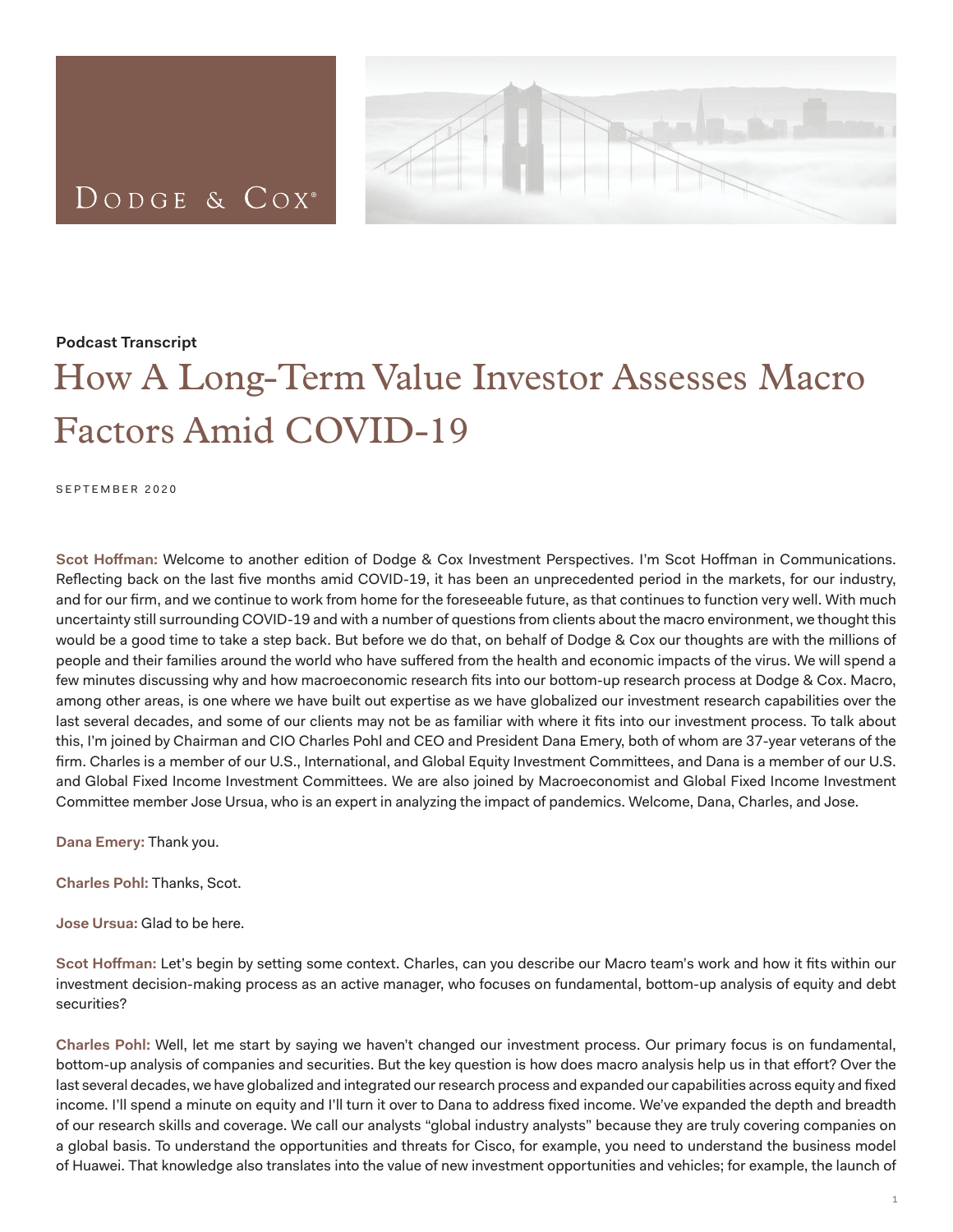Dodge & Cox®

**Podcast Transcript**

# How A Long-Term Value Investor Assesses Macro Factors Amid COVID-19

SEPTEMBER 2020

**Scot Hoffman:** Welcome to another edition of Dodge & Cox Investment Perspectives. I'm Scot Hoffman in Communications. Reflecting back on the last five months amid COVID-19, it has been an unprecedented period in the markets, for our industry, and for our firm, and we continue to work from home for the foreseeable future, as that continues to function very well. With much uncertainty still surrounding COVID-19 and with a number of questions from clients about the macro environment, we thought this would be a good time to take a step back. But before we do that, on behalf of Dodge & Cox our thoughts are with the millions of people and their families around the world who have suffered from the health and economic impacts of the virus. We will spend a few minutes discussing why and how macroeconomic research fits into our bottom-up research process at Dodge & Cox. Macro, among other areas, is one where we have built out expertise as we have globalized our investment research capabilities over the last several decades, and some of our clients may not be as familiar with where it fits into our investment process. To talk about this, I'm joined by Chairman and CIO Charles Pohl and CEO and President Dana Emery, both of whom are 37-year veterans of the firm. Charles is a member of our U.S., International, and Global Equity Investment Committees, and Dana is a member of our U.S. and Global Fixed Income Investment Committees. We are also joined by Macroeconomist and Global Fixed Income Investment Committee member Jose Ursua, who is an expert in analyzing the impact of pandemics. Welcome, Dana, Charles, and Jose.

**Dana Emery:** Thank you.

**Charles Pohl:** Thanks, Scot.

**Jose Ursua:** Glad to be here.

**Scot Hoffman:** Let's begin by setting some context. Charles, can you describe our Macro team's work and how it fits within our investment decision-making process as an active manager, who focuses on fundamental, bottom-up analysis of equity and debt securities?

**Charles Pohl:** Well, let me start by saying we haven't changed our investment process. Our primary focus is on fundamental, bottom-up analysis of companies and securities. But the key question is how does macro analysis help us in that effort? Over the last several decades, we have globalized and integrated our research process and expanded our capabilities across equity and fixed income. I'll spend a minute on equity and I'll turn it over to Dana to address fixed income. We've expanded the depth and breadth of our research skills and coverage. We call our analysts "global industry analysts" because they are truly covering companies on a global basis. To understand the opportunities and threats for Cisco, for example, you need to understand the business model of Huawei. That knowledge also translates into the value of new investment opportunities and vehicles; for example, the launch of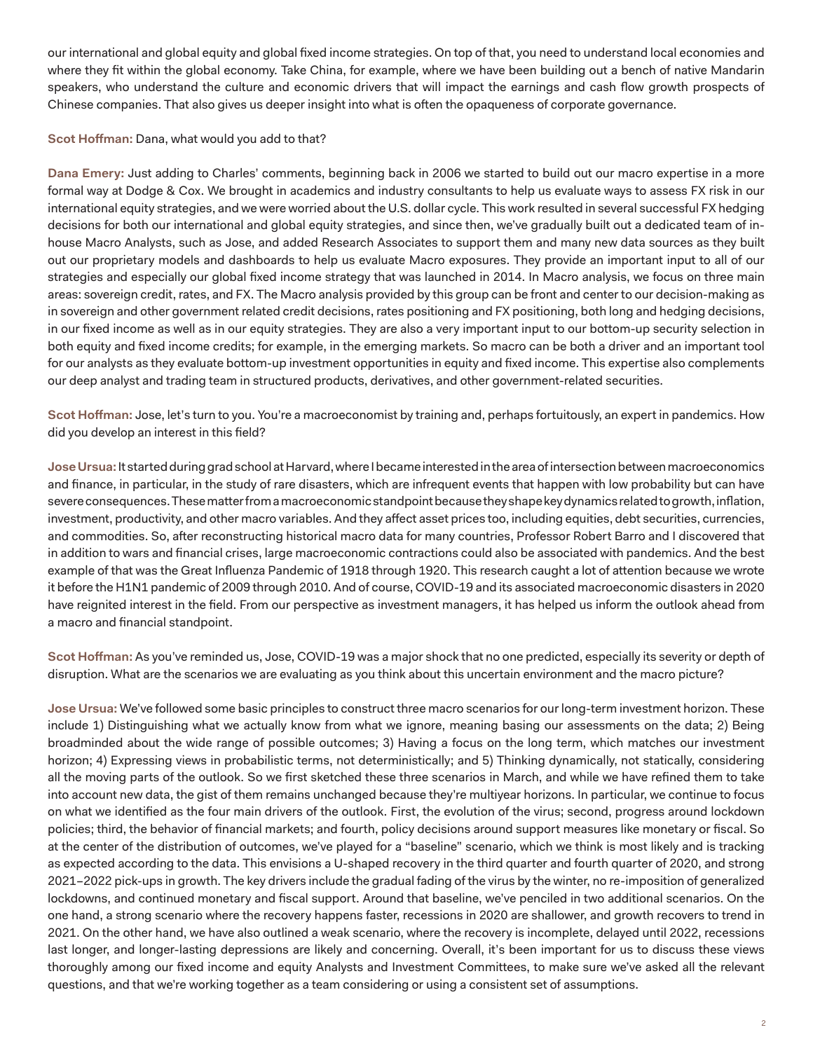our international and global equity and global fixed income strategies. On top of that, you need to understand local economies and where they fit within the global economy. Take China, for example, where we have been building out a bench of native Mandarin speakers, who understand the culture and economic drivers that will impact the earnings and cash flow growth prospects of Chinese companies. That also gives us deeper insight into what is often the opaqueness of corporate governance.

**Scot Hoffman:** Dana, what would you add to that?

**Dana Emery:** Just adding to Charles' comments, beginning back in 2006 we started to build out our macro expertise in a more formal way at Dodge & Cox. We brought in academics and industry consultants to help us evaluate ways to assess FX risk in our international equity strategies, and we were worried about the U.S. dollar cycle. This work resulted in several successful FX hedging decisions for both our international and global equity strategies, and since then, we've gradually built out a dedicated team of in-house Macro Analysts, such as Jose, and added Research Associates to support them and many new data sources as they built out our proprietary models and dashboards to help us evaluate Macro exposures. They provide an important input to all of our strategies and especially our global fixed income strategy that was launched in 2014. In Macro analysis, we focus on three main areas: sovereign credit, rates, and FX. The Macro analysis provided by this group can be front and center to our decision-making as in sovereign and other government related credit decisions, rates positioning and FX positioning, both long and hedging decisions, in our fixed income as well as in our equity strategies. They are also a very important input to our bottom-up security selection in both equity and fixed income credits; for example, in the emerging markets. So macro can be both a driver and an important tool for our analysts as they evaluate bottom-up investment opportunities in equity and fixed income. This expertise also complements our deep analyst and trading team in structured products, derivatives, and other government-related securities.

**Scot Hoffman:** Jose, let's turn to you. You're a macroeconomist by training and, perhaps fortuitously, an expert in pandemics. How did you develop an interest in this field?

**Jose Ursua:** It started during grad school at Harvard, where I became interested in the area of intersection between macroeconomics and finance, in particular, in the study of rare disasters, which are infrequent events that happen with low probability but can have severe consequences. These matter from a macroeconomic standpoint because they shape key dynamics related to growth, inflation, investment, productivity, and other macro variables. And they affect asset prices too, including equities, debt securities, currencies, and commodities. So, after reconstructing historical macro data for many countries, Professor Robert Barro and I discovered that in addition to wars and financial crises, large macroeconomic contractions could also be associated with pandemics. And the best example of that was the Great Influenza Pandemic of 1918 through 1920. This research caught a lot of attention because we wrote it before the H1N1 pandemic of 2009 through 2010. And of course, COVID-19 and its associated macroeconomic disasters in 2020 have reignited interest in the field. From our perspective as investment managers, it has helped us inform the outlook ahead from a macro and financial standpoint.

**Scot Hoffman:** As you've reminded us, Jose, COVID-19 was a major shock that no one predicted, especially its severity or depth of disruption. What are the scenarios we are evaluating as you think about this uncertain environment and the macro picture?

**Jose Ursua:** We've followed some basic principles to construct three macro scenarios for our long-term investment horizon. These include 1) Distinguishing what we actually know from what we ignore, meaning basing our assessments on the data; 2) Being broadminded about the wide range of possible outcomes; 3) Having a focus on the long term, which matches our investment horizon; 4) Expressing views in probabilistic terms, not deterministically; and 5) Thinking dynamically, not statically, considering all the moving parts of the outlook. So we first sketched these three scenarios in March, and while we have refined them to take into account new data, the gist of them remains unchanged because they're multiyear horizons. In particular, we continue to focus on what we identified as the four main drivers of the outlook. First, the evolution of the virus; second, progress around lockdown policies; third, the behavior of financial markets; and fourth, policy decisions around support measures like monetary or fiscal. So at the center of the distribution of outcomes, we've played for a "baseline" scenario, which we think is most likely and is tracking as expected according to the data. This envisions a U-shaped recovery in the third quarter and fourth quarter of 2020, and strong 2021–2022 pick-ups in growth. The key drivers include the gradual fading of the virus by the winter, no re-imposition of generalized lockdowns, and continued monetary and fiscal support. Around that baseline, we've penciled in two additional scenarios. On the one hand, a strong scenario where the recovery happens faster, recessions in 2020 are shallower, and growth recovers to trend in 2021. On the other hand, we have also outlined a weak scenario, where the recovery is incomplete, delayed until 2022, recessions last longer, and longer-lasting depressions are likely and concerning. Overall, it's been important for us to discuss these views thoroughly among our fixed income and equity Analysts and Investment Committees, to make sure we've asked all the relevant questions, and that we're working together as a team considering or using a consistent set of assumptions.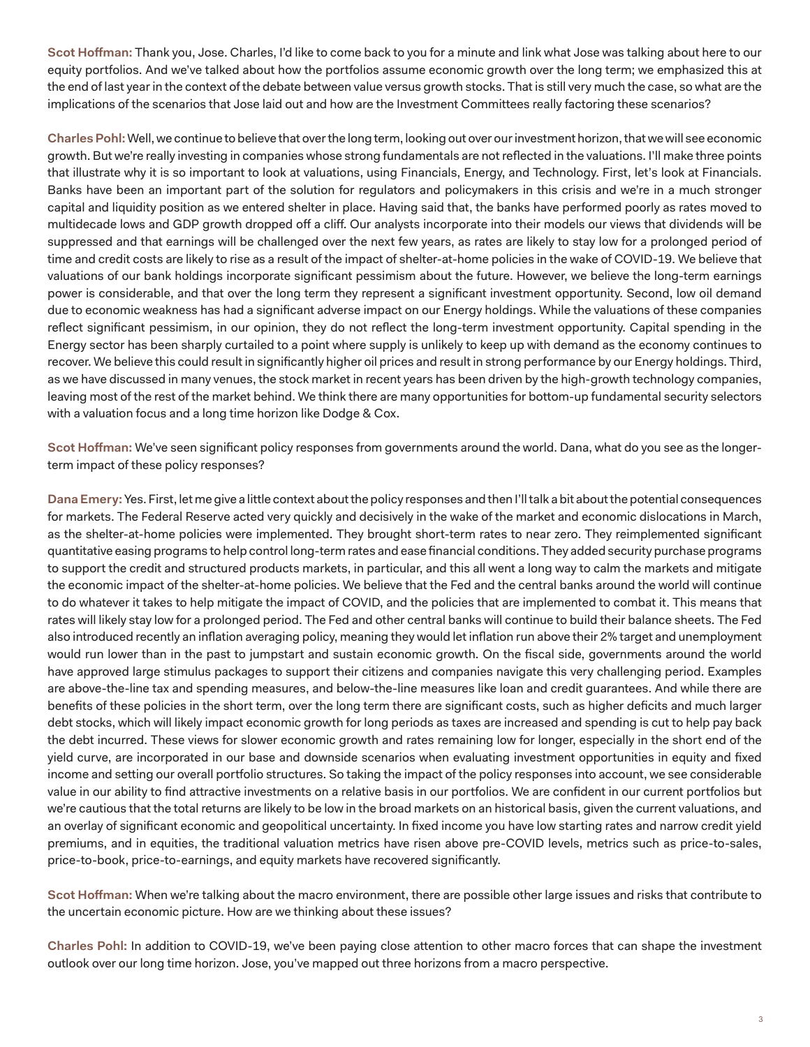**Scot Hoffman:** Thank you, Jose. Charles, I'd like to come back to you for a minute and link what Jose was talking about here to our equity portfolios. And we've talked about how the portfolios assume economic growth over the long term; we emphasized this at the end of last year in the context of the debate between value versus growth stocks. That is still very much the case, so what are the implications of the scenarios that Jose laid out and how are the Investment Committees really factoring these scenarios?

**Charles Pohl:** Well, we continue to believe that over the long term, looking out over our investment horizon, that we will see economic growth. But we're really investing in companies whose strong fundamentals are not reflected in the valuations. I'll make three points that illustrate why it is so important to look at valuations, using Financials, Energy, and Technology. First, let's look at Financials. Banks have been an important part of the solution for regulators and policymakers in this crisis and we're in a much stronger capital and liquidity position as we entered shelter in place. Having said that, the banks have performed poorly as rates moved to multidecade lows and GDP growth dropped off a cliff. Our analysts incorporate into their models our views that dividends will be suppressed and that earnings will be challenged over the next few years, as rates are likely to stay low for a prolonged period of time and credit costs are likely to rise as a result of the impact of shelter-at-home policies in the wake of COVID-19. We believe that valuations of our bank holdings incorporate significant pessimism about the future. However, we believe the long-term earnings power is considerable, and that over the long term they represent a significant investment opportunity. Second, low oil demand due to economic weakness has had a significant adverse impact on our Energy holdings. While the valuations of these companies reflect significant pessimism, in our opinion, they do not reflect the long-term investment opportunity. Capital spending in the Energy sector has been sharply curtailed to a point where supply is unlikely to keep up with demand as the economy continues to recover. We believe this could result in significantly higher oil prices and result in strong performance by our Energy holdings. Third, as we have discussed in many venues, the stock market in recent years has been driven by the high-growth technology companies, leaving most of the rest of the market behind. We think there are many opportunities for bottom-up fundamental security selectors with a valuation focus and a long time horizon like Dodge & Cox.

**Scot Hoffman:** We've seen significant policy responses from governments around the world. Dana, what do you see as the longer-term impact of these policy responses?

**Dana Emery:** Yes. First, let me give a little context about the policy responses and then I'll talk a bit about the potential consequences for markets. The Federal Reserve acted very quickly and decisively in the wake of the market and economic dislocations in March, as the shelter-at-home policies were implemented. They brought short-term rates to near zero. They reimplemented significant quantitative easing programs to help control long-term rates and ease financial conditions. They added security purchase programs to support the credit and structured products markets, in particular, and this all went a long way to calm the markets and mitigate the economic impact of the shelter-at-home policies. We believe that the Fed and the central banks around the world will continue to do whatever it takes to help mitigate the impact of COVID, and the policies that are implemented to combat it. This means that rates will likely stay low for a prolonged period. The Fed and other central banks will continue to build their balance sheets. The Fed also introduced recently an inflation averaging policy, meaning they would let inflation run above their 2% target and unemployment would run lower than in the past to jumpstart and sustain economic growth. On the fiscal side, governments around the world have approved large stimulus packages to support their citizens and companies navigate this very challenging period. Examples are above-the-line tax and spending measures, and below-the-line measures like loan and credit guarantees. And while there are benefits of these policies in the short term, over the long term there are significant costs, such as higher deficits and much larger debt stocks, which will likely impact economic growth for long periods as taxes are increased and spending is cut to help pay back the debt incurred. These views for slower economic growth and rates remaining low for longer, especially in the short end of the yield curve, are incorporated in our base and downside scenarios when evaluating investment opportunities in equity and fixed income and setting our overall portfolio structures. So taking the impact of the policy responses into account, we see considerable value in our ability to find attractive investments on a relative basis in our portfolios. We are confident in our current portfolios but we're cautious that the total returns are likely to be low in the broad markets on an historical basis, given the current valuations, and an overlay of significant economic and geopolitical uncertainty. In fixed income you have low starting rates and narrow credit yield premiums, and in equities, the traditional valuation metrics have risen above pre-COVID levels, metrics such as price-to-sales, price-to-book, price-to-earnings, and equity markets have recovered significantly.

**Scot Hoffman:** When we're talking about the macro environment, there are possible other large issues and risks that contribute to the uncertain economic picture. How are we thinking about these issues?

**Charles Pohl:** In addition to COVID-19, we've been paying close attention to other macro forces that can shape the investment outlook over our long time horizon. Jose, you've mapped out three horizons from a macro perspective.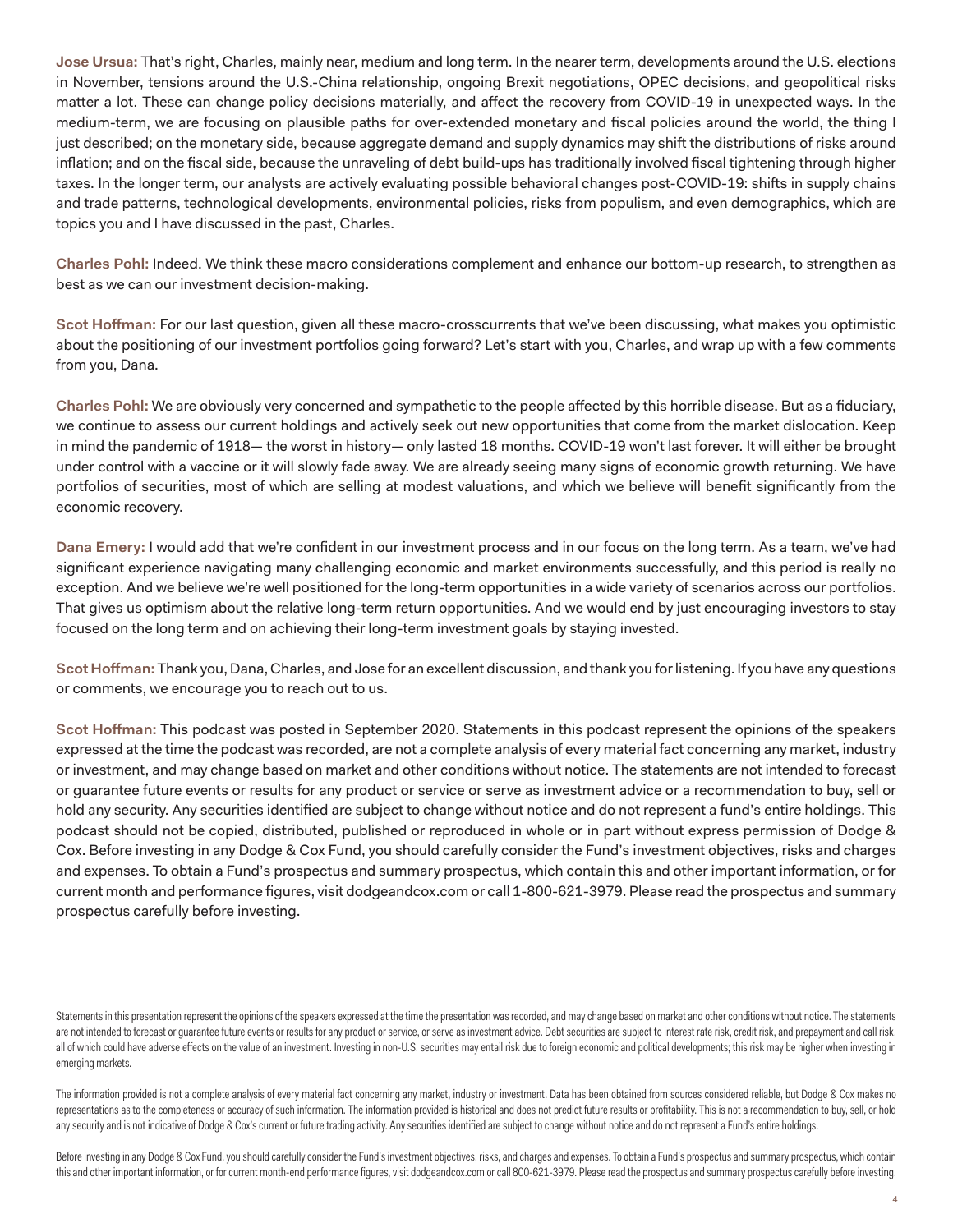**Jose Ursua:** That's right, Charles, mainly near, medium and long term. In the nearer term, developments around the U.S. elections in November, tensions around the U.S.-China relationship, ongoing Brexit negotiations, OPEC decisions, and geopolitical risks matter a lot. These can change policy decisions materially, and affect the recovery from COVID-19 in unexpected ways. In the medium-term, we are focusing on plausible paths for over-extended monetary and fiscal policies around the world, the thing I just described; on the monetary side, because aggregate demand and supply dynamics may shift the distributions of risks around inflation; and on the fiscal side, because the unraveling of debt build-ups has traditionally involved fiscal tightening through higher taxes. In the longer term, our analysts are actively evaluating possible behavioral changes post-COVID-19: shifts in supply chains and trade patterns, technological developments, environmental policies, risks from populism, and even demographics, which are topics you and I have discussed in the past, Charles.

**Charles Pohl:** Indeed. We think these macro considerations complement and enhance our bottom-up research, to strengthen as best as we can our investment decision-making.

**Scot Hoffman:** For our last question, given all these macro-crosscurrents that we've been discussing, what makes you optimistic about the positioning of our investment portfolios going forward? Let's start with you, Charles, and wrap up with a few comments from you, Dana.

**Charles Pohl:** We are obviously very concerned and sympathetic to the people affected by this horrible disease. But as a fiduciary, we continue to assess our current holdings and actively seek out new opportunities that come from the market dislocation. Keep in mind the pandemic of 1918— the worst in history— only lasted 18 months. COVID-19 won't last forever. It will either be brought under control with a vaccine or it will slowly fade away. We are already seeing many signs of economic growth returning. We have portfolios of securities, most of which are selling at modest valuations, and which we believe will benefit significantly from the economic recovery.

**Dana Emery:** I would add that we're confident in our investment process and in our focus on the long term. As a team, we've had significant experience navigating many challenging economic and market environments successfully, and this period is really no exception. And we believe we're well positioned for the long-term opportunities in a wide variety of scenarios across our portfolios. That gives us optimism about the relative long-term return opportunities. And we would end by just encouraging investors to stay focused on the long term and on achieving their long-term investment goals by staying invested.

**Scot Hoffman:** Thank you, Dana, Charles, and Jose for an excellent discussion, and thank you for listening. If you have any questions or comments, we encourage you to reach out to us.

**Scot Hoffman:** This podcast was posted in September 2020. Statements in this podcast represent the opinions of the speakers expressed at the time the podcast was recorded, are not a complete analysis of every material fact concerning any market, industry or investment, and may change based on market and other conditions without notice. The statements are not intended to forecast or guarantee future events or results for any product or service or serve as investment advice or a recommendation to buy, sell or hold any security. Any securities identified are subject to change without notice and do not represent a fund's entire holdings. This podcast should not be copied, distributed, published or reproduced in whole or in part without express permission of Dodge & Cox. Before investing in any Dodge & Cox Fund, you should carefully consider the Fund's investment objectives, risks and charges and expenses. To obtain a Fund's prospectus and summary prospectus, which contain this and other important information, or for current month and performance figures, visit dodgeandcox.com or call 1-800-621-3979. Please read the prospectus and summary prospectus carefully before investing.

Statements in this presentation represent the opinions of the speakers expressed at the time the presentation was recorded, and may change based on market and other conditions without notice. The statements are not intended to forecast or guarantee future events or results for any product or service, or serve as investment advice. Debt securities are subject to interest rate risk, credit risk, and prepayment and call risk, all of which could have adverse effects on the value of an investment. Investing in non-U.S. securities may entail risk due to foreign economic and political developments; this risk may be higher when investing in emerging markets.

The information provided is not a complete analysis of every material fact concerning any market, industry or investment. Data has been obtained from sources considered reliable, but Dodge & Cox makes no representations as to the completeness or accuracy of such information. The information provided is historical and does not predict future results or profitability. This is not a recommendation to buy, sell, or hold any security and is not indicative of Dodge & Cox's current or future trading activity. Any securities identified are subject to change without notice and do not represent a Fund's entire holdings.

Before investing in any Dodge & Cox Fund, you should carefully consider the Fund's investment objectives, risks, and charges and expenses. To obtain a Fund's prospectus and summary prospectus, which contain this and other important information, or for current month-end performance figures, visit dodgeandcox.com or call 800-621-3979. Please read the prospectus and summary prospectus carefully before investing.